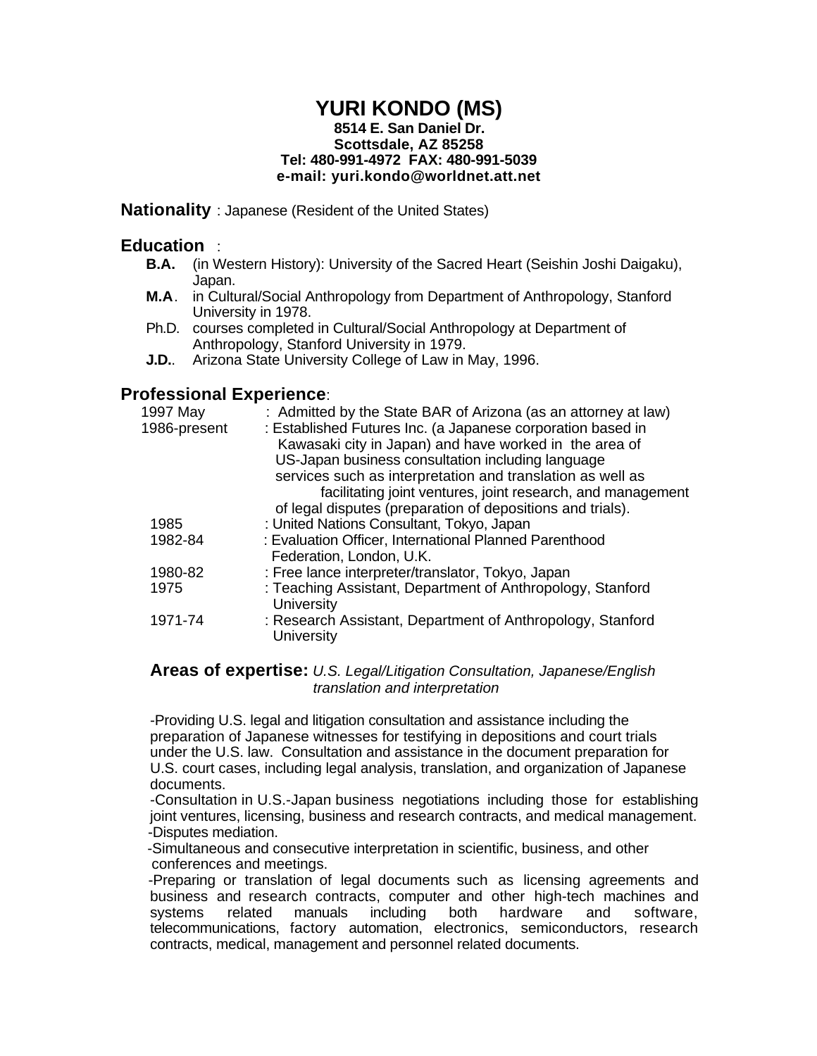# YURI KONDO (MS)

**8514 E. San Daniel Dr.**
**Scottsdale, AZ 85258**
**Tel: 480-991-4972 FAX: 480-991-5039**
**e-mail: yuri.kondo@worldnet.att.net**

## Nationality : Japanese (Resident of the United States)

## Education :

- **B.A.** (in Western History): University of the Sacred Heart (Seishin Joshi Daigaku), Japan.
- **M.A**. in Cultural/Social Anthropology from Department of Anthropology, Stanford University in 1978.
- Ph.D. courses completed in Cultural/Social Anthropology at Department of Anthropology, Stanford University in 1979.
- **J.D.**. Arizona State University College of Law in May, 1996.

## Professional Experience:

| | |
|---|---|
| 1997 May | : Admitted by the State BAR of Arizona (as an attorney at law) |
| 1986-present | : Established Futures Inc. (a Japanese corporation based in Kawasaki city in Japan) and have worked in the area of US-Japan business consultation including language services such as interpretation and translation as well as facilitating joint ventures, joint research, and management of legal disputes (preparation of depositions and trials). |
| 1985 | : United Nations Consultant, Tokyo, Japan |
| 1982-84 | : Evaluation Officer, International Planned Parenthood Federation, London, U.K. |
| 1980-82 | : Free lance interpreter/translator, Tokyo, Japan |
| 1975 | : Teaching Assistant, Department of Anthropology, Stanford University |
| 1971-74 | : Research Assistant, Department of Anthropology, Stanford University |

### Areas of expertise: *U.S. Legal/Litigation Consultation, Japanese/English translation and interpretation*

-Providing U.S. legal and litigation consultation and assistance including the preparation of Japanese witnesses for testifying in depositions and court trials under the U.S. law. Consultation and assistance in the document preparation for U.S. court cases, including legal analysis, translation, and organization of Japanese documents.

-Consultation in U.S.-Japan business negotiations including those for establishing joint ventures, licensing, business and research contracts, and medical management.

-Disputes mediation.

-Simultaneous and consecutive interpretation in scientific, business, and other conferences and meetings.

-Preparing or translation of legal documents such as licensing agreements and business and research contracts, computer and other high-tech machines and systems related manuals including both hardware and software, telecommunications, factory automation, electronics, semiconductors, research contracts, medical, management and personnel related documents.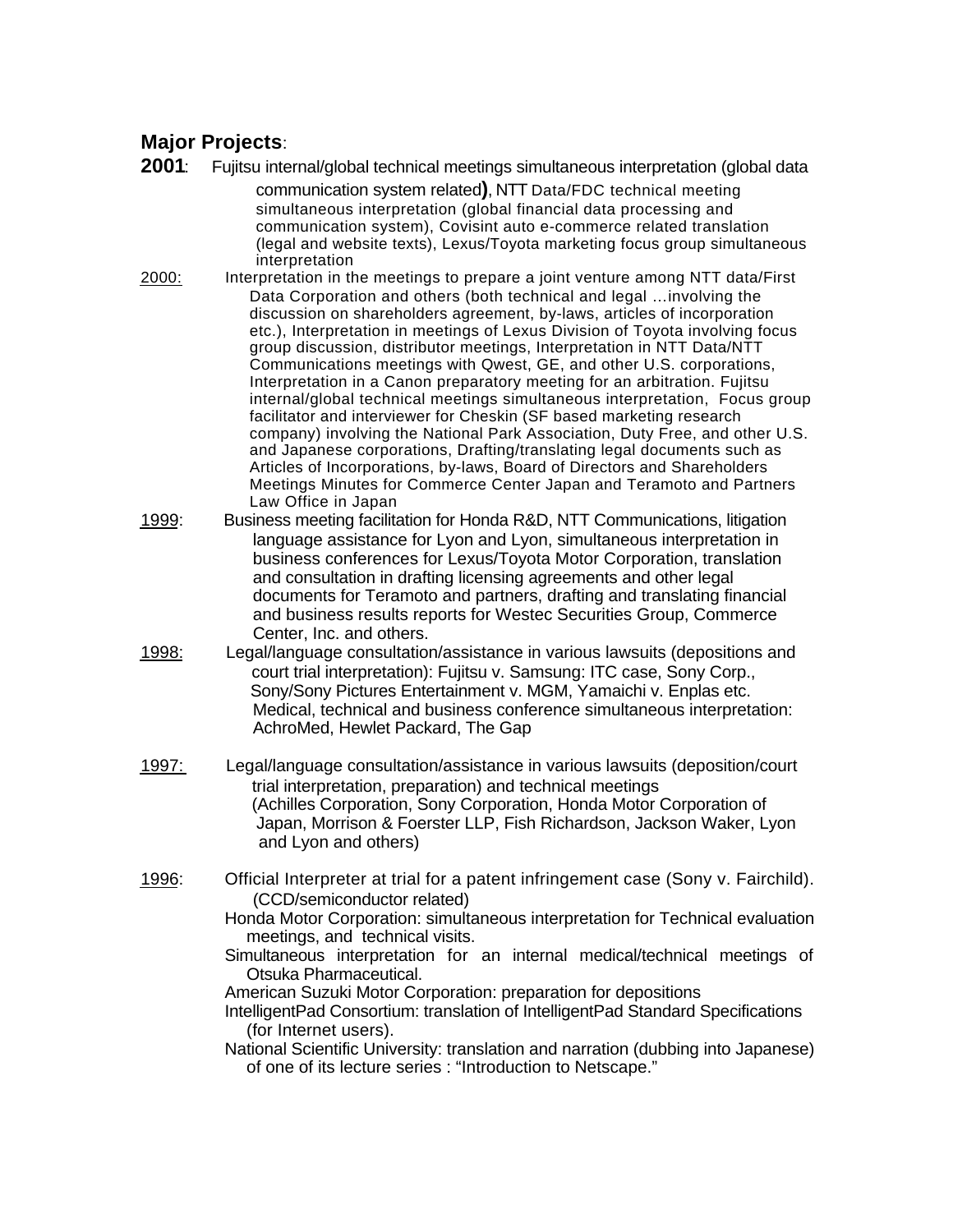**Major Projects**:

**2001**: Fujitsu internal/global technical meetings simultaneous interpretation (global data communication system related**)**, NTT Data/FDC technical meeting simultaneous interpretation (global financial data processing and communication system), Covisint auto e-commerce related translation (legal and website texts), Lexus/Toyota marketing focus group simultaneous interpretation

2000: Interpretation in the meetings to prepare a joint venture among NTT data/First Data Corporation and others (both technical and legal …involving the discussion on shareholders agreement, by-laws, articles of incorporation etc.), Interpretation in meetings of Lexus Division of Toyota involving focus group discussion, distributor meetings, Interpretation in NTT Data/NTT Communications meetings with Qwest, GE, and other U.S. corporations, Interpretation in a Canon preparatory meeting for an arbitration. Fujitsu internal/global technical meetings simultaneous interpretation, Focus group facilitator and interviewer for Cheskin (SF based marketing research company) involving the National Park Association, Duty Free, and other U.S. and Japanese corporations, Drafting/translating legal documents such as Articles of Incorporations, by-laws, Board of Directors and Shareholders Meetings Minutes for Commerce Center Japan and Teramoto and Partners Law Office in Japan

1999: Business meeting facilitation for Honda R&D, NTT Communications, litigation language assistance for Lyon and Lyon, simultaneous interpretation in business conferences for Lexus/Toyota Motor Corporation, translation and consultation in drafting licensing agreements and other legal documents for Teramoto and partners, drafting and translating financial and business results reports for Westec Securities Group, Commerce Center, Inc. and others.

1998: Legal/language consultation/assistance in various lawsuits (depositions and court trial interpretation): Fujitsu v. Samsung: ITC case, Sony Corp., Sony/Sony Pictures Entertainment v. MGM, Yamaichi v. Enplas etc. Medical, technical and business conference simultaneous interpretation: AchroMed, Hewlet Packard, The Gap

1997: Legal/language consultation/assistance in various lawsuits (deposition/court trial interpretation, preparation) and technical meetings (Achilles Corporation, Sony Corporation, Honda Motor Corporation of Japan, Morrison & Foerster LLP, Fish Richardson, Jackson Waker, Lyon and Lyon and others)

1996: Official Interpreter at trial for a patent infringement case (Sony v. Fairchild). (CCD/semiconductor related)

Honda Motor Corporation: simultaneous interpretation for Technical evaluation meetings, and technical visits.

Simultaneous interpretation for an internal medical/technical meetings of Otsuka Pharmaceutical.

American Suzuki Motor Corporation: preparation for depositions

IntelligentPad Consortium: translation of IntelligentPad Standard Specifications (for Internet users).

National Scientific University: translation and narration (dubbing into Japanese) of one of its lecture series : "Introduction to Netscape."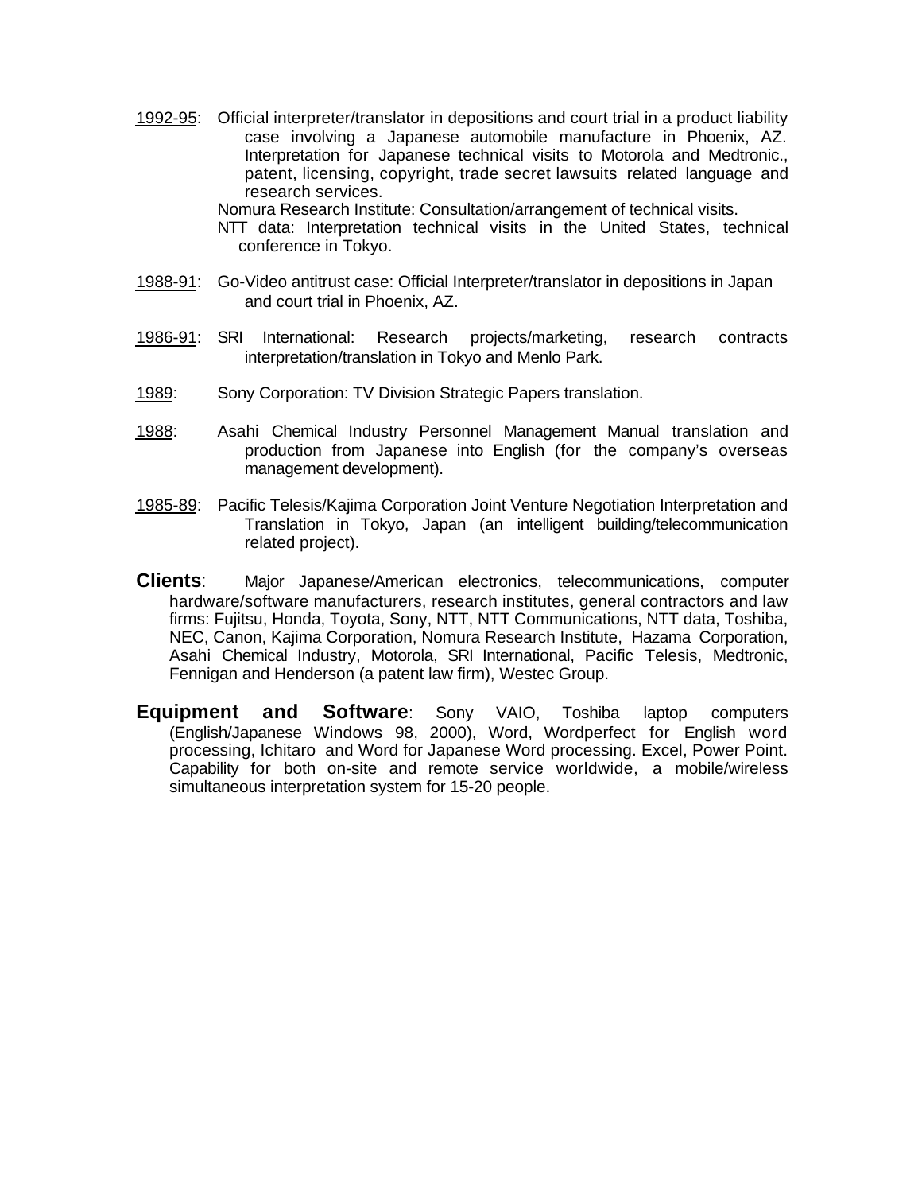1992-95: Official interpreter/translator in depositions and court trial in a product liability case involving a Japanese automobile manufacture in Phoenix, AZ. Interpretation for Japanese technical visits to Motorola and Medtronic., patent, licensing, copyright, trade secret lawsuits related language and research services.
Nomura Research Institute: Consultation/arrangement of technical visits.
NTT data: Interpretation technical visits in the United States, technical conference in Tokyo.

1988-91: Go-Video antitrust case: Official Interpreter/translator in depositions in Japan and court trial in Phoenix, AZ.

1986-91: SRI International: Research projects/marketing, research contracts interpretation/translation in Tokyo and Menlo Park.

1989: Sony Corporation: TV Division Strategic Papers translation.

1988: Asahi Chemical Industry Personnel Management Manual translation and production from Japanese into English (for the company's overseas management development).

1985-89: Pacific Telesis/Kajima Corporation Joint Venture Negotiation Interpretation and Translation in Tokyo, Japan (an intelligent building/telecommunication related project).

**Clients**: Major Japanese/American electronics, telecommunications, computer hardware/software manufacturers, research institutes, general contractors and law firms: Fujitsu, Honda, Toyota, Sony, NTT, NTT Communications, NTT data, Toshiba, NEC, Canon, Kajima Corporation, Nomura Research Institute, Hazama Corporation, Asahi Chemical Industry, Motorola, SRI International, Pacific Telesis, Medtronic, Fennigan and Henderson (a patent law firm), Westec Group.

**Equipment and Software**: Sony VAIO, Toshiba laptop computers (English/Japanese Windows 98, 2000), Word, Wordperfect for English word processing, Ichitaro and Word for Japanese Word processing. Excel, Power Point. Capability for both on-site and remote service worldwide, a mobile/wireless simultaneous interpretation system for 15-20 people.